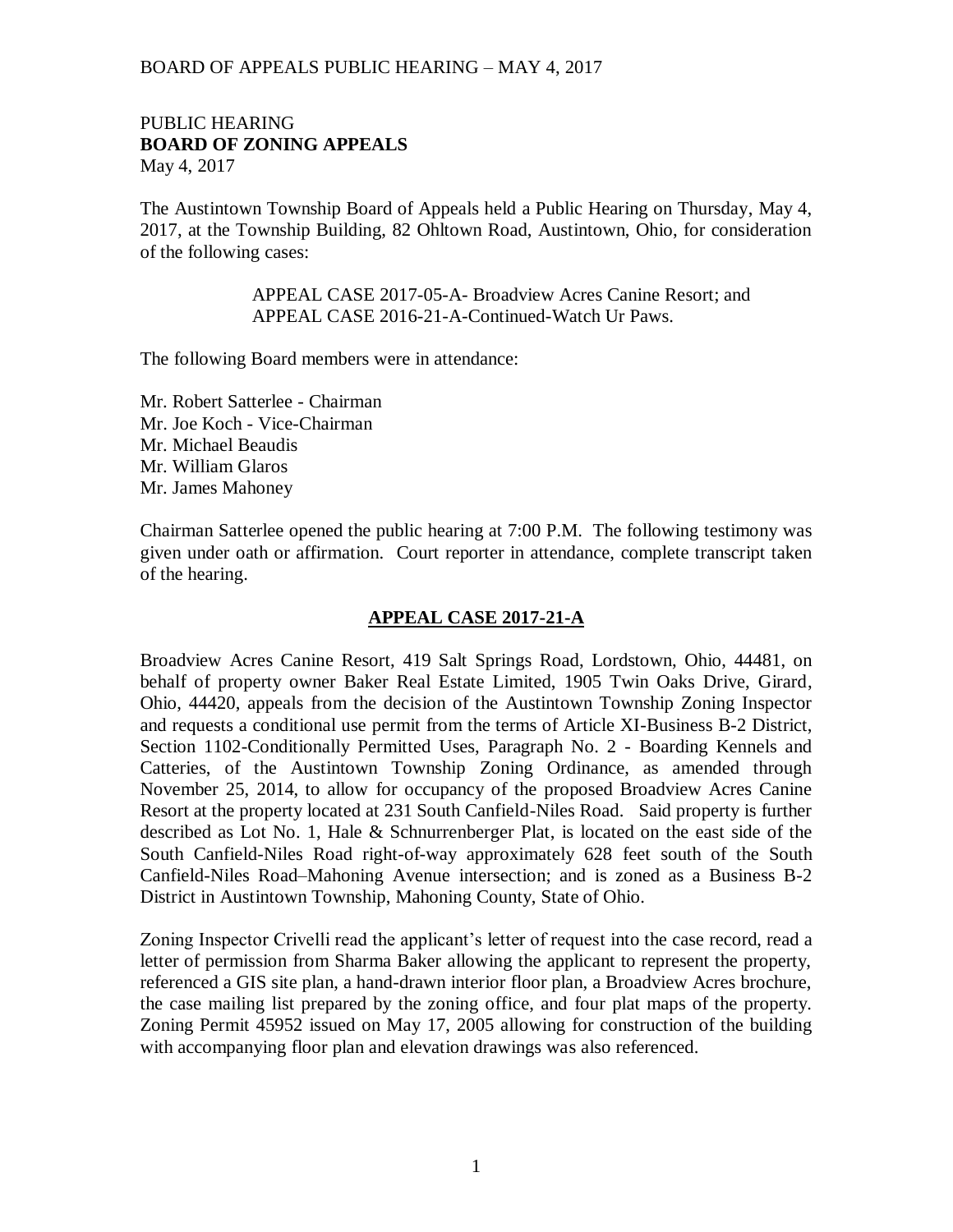PUBLIC HEARING
**BOARD OF ZONING APPEALS**
May 4, 2017

The Austintown Township Board of Appeals held a Public Hearing on Thursday, May 4, 2017, at the Township Building, 82 Ohltown Road, Austintown, Ohio, for consideration of the following cases:

> APPEAL CASE 2017-05-A- Broadview Acres Canine Resort; and
> APPEAL CASE 2016-21-A-Continued-Watch Ur Paws.

The following Board members were in attendance:

Mr. Robert Satterlee - Chairman
Mr. Joe Koch - Vice-Chairman
Mr. Michael Beaudis
Mr. William Glaros
Mr. James Mahoney

Chairman Satterlee opened the public hearing at 7:00 P.M. The following testimony was given under oath or affirmation. Court reporter in attendance, complete transcript taken of the hearing.

## APPEAL CASE 2017-21-A

Broadview Acres Canine Resort, 419 Salt Springs Road, Lordstown, Ohio, 44481, on behalf of property owner Baker Real Estate Limited, 1905 Twin Oaks Drive, Girard, Ohio, 44420, appeals from the decision of the Austintown Township Zoning Inspector and requests a conditional use permit from the terms of Article XI-Business B-2 District, Section 1102-Conditionally Permitted Uses, Paragraph No. 2 - Boarding Kennels and Catteries, of the Austintown Township Zoning Ordinance, as amended through November 25, 2014, to allow for occupancy of the proposed Broadview Acres Canine Resort at the property located at 231 South Canfield-Niles Road. Said property is further described as Lot No. 1, Hale & Schnurrenberger Plat, is located on the east side of the South Canfield-Niles Road right-of-way approximately 628 feet south of the South Canfield-Niles Road–Mahoning Avenue intersection; and is zoned as a Business B-2 District in Austintown Township, Mahoning County, State of Ohio.

Zoning Inspector Crivelli read the applicant's letter of request into the case record, read a letter of permission from Sharma Baker allowing the applicant to represent the property, referenced a GIS site plan, a hand-drawn interior floor plan, a Broadview Acres brochure, the case mailing list prepared by the zoning office, and four plat maps of the property. Zoning Permit 45952 issued on May 17, 2005 allowing for construction of the building with accompanying floor plan and elevation drawings was also referenced.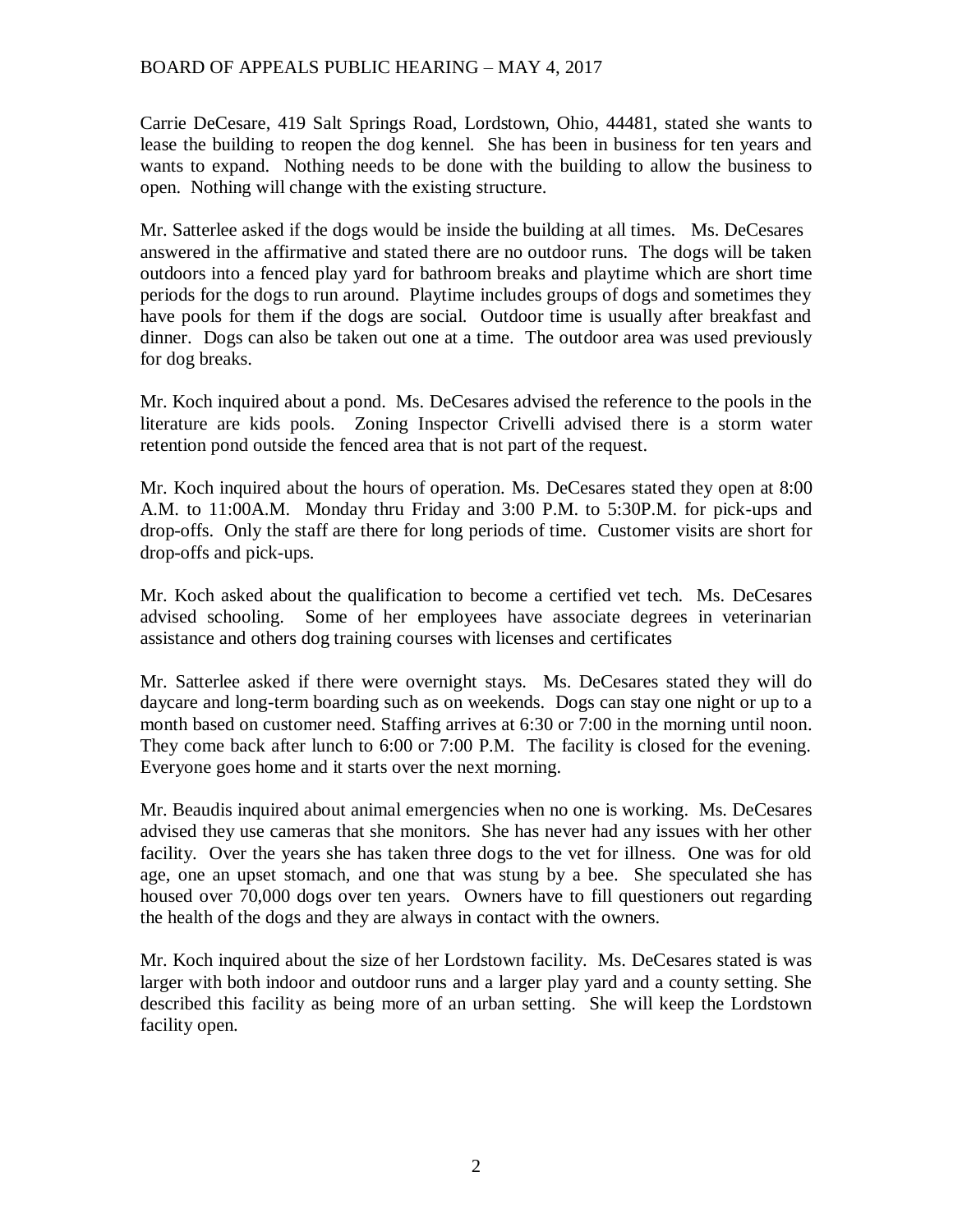Carrie DeCesare, 419 Salt Springs Road, Lordstown, Ohio, 44481, stated she wants to lease the building to reopen the dog kennel. She has been in business for ten years and wants to expand. Nothing needs to be done with the building to allow the business to open. Nothing will change with the existing structure.

Mr. Satterlee asked if the dogs would be inside the building at all times. Ms. DeCesares answered in the affirmative and stated there are no outdoor runs. The dogs will be taken outdoors into a fenced play yard for bathroom breaks and playtime which are short time periods for the dogs to run around. Playtime includes groups of dogs and sometimes they have pools for them if the dogs are social. Outdoor time is usually after breakfast and dinner. Dogs can also be taken out one at a time. The outdoor area was used previously for dog breaks.

Mr. Koch inquired about a pond. Ms. DeCesares advised the reference to the pools in the literature are kids pools. Zoning Inspector Crivelli advised there is a storm water retention pond outside the fenced area that is not part of the request.

Mr. Koch inquired about the hours of operation. Ms. DeCesares stated they open at 8:00 A.M. to 11:00A.M. Monday thru Friday and 3:00 P.M. to 5:30P.M. for pick-ups and drop-offs. Only the staff are there for long periods of time. Customer visits are short for drop-offs and pick-ups.

Mr. Koch asked about the qualification to become a certified vet tech. Ms. DeCesares advised schooling. Some of her employees have associate degrees in veterinarian assistance and others dog training courses with licenses and certificates

Mr. Satterlee asked if there were overnight stays. Ms. DeCesares stated they will do daycare and long-term boarding such as on weekends. Dogs can stay one night or up to a month based on customer need. Staffing arrives at 6:30 or 7:00 in the morning until noon. They come back after lunch to 6:00 or 7:00 P.M. The facility is closed for the evening. Everyone goes home and it starts over the next morning.

Mr. Beaudis inquired about animal emergencies when no one is working. Ms. DeCesares advised they use cameras that she monitors. She has never had any issues with her other facility. Over the years she has taken three dogs to the vet for illness. One was for old age, one an upset stomach, and one that was stung by a bee. She speculated she has housed over 70,000 dogs over ten years. Owners have to fill questioners out regarding the health of the dogs and they are always in contact with the owners.

Mr. Koch inquired about the size of her Lordstown facility. Ms. DeCesares stated is was larger with both indoor and outdoor runs and a larger play yard and a county setting. She described this facility as being more of an urban setting. She will keep the Lordstown facility open.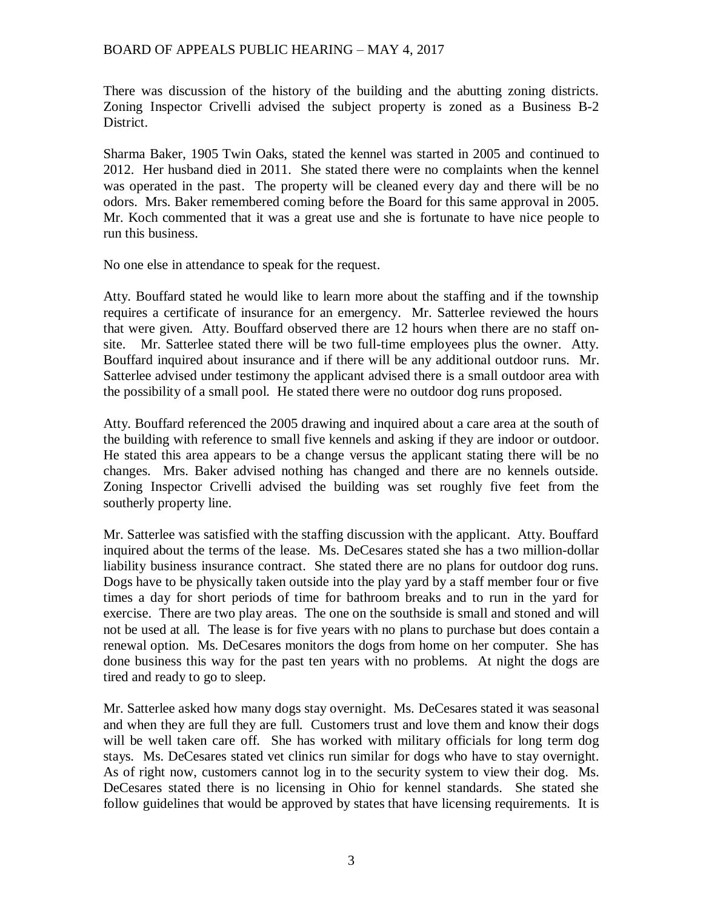There was discussion of the history of the building and the abutting zoning districts. Zoning Inspector Crivelli advised the subject property is zoned as a Business B-2 District.

Sharma Baker, 1905 Twin Oaks, stated the kennel was started in 2005 and continued to 2012. Her husband died in 2011. She stated there were no complaints when the kennel was operated in the past. The property will be cleaned every day and there will be no odors. Mrs. Baker remembered coming before the Board for this same approval in 2005. Mr. Koch commented that it was a great use and she is fortunate to have nice people to run this business.

No one else in attendance to speak for the request.

Atty. Bouffard stated he would like to learn more about the staffing and if the township requires a certificate of insurance for an emergency. Mr. Satterlee reviewed the hours that were given. Atty. Bouffard observed there are 12 hours when there are no staff on-site. Mr. Satterlee stated there will be two full-time employees plus the owner. Atty. Bouffard inquired about insurance and if there will be any additional outdoor runs. Mr. Satterlee advised under testimony the applicant advised there is a small outdoor area with the possibility of a small pool. He stated there were no outdoor dog runs proposed.

Atty. Bouffard referenced the 2005 drawing and inquired about a care area at the south of the building with reference to small five kennels and asking if they are indoor or outdoor. He stated this area appears to be a change versus the applicant stating there will be no changes. Mrs. Baker advised nothing has changed and there are no kennels outside. Zoning Inspector Crivelli advised the building was set roughly five feet from the southerly property line.

Mr. Satterlee was satisfied with the staffing discussion with the applicant. Atty. Bouffard inquired about the terms of the lease. Ms. DeCesares stated she has a two million-dollar liability business insurance contract. She stated there are no plans for outdoor dog runs. Dogs have to be physically taken outside into the play yard by a staff member four or five times a day for short periods of time for bathroom breaks and to run in the yard for exercise. There are two play areas. The one on the southside is small and stoned and will not be used at all. The lease is for five years with no plans to purchase but does contain a renewal option. Ms. DeCesares monitors the dogs from home on her computer. She has done business this way for the past ten years with no problems. At night the dogs are tired and ready to go to sleep.

Mr. Satterlee asked how many dogs stay overnight. Ms. DeCesares stated it was seasonal and when they are full they are full. Customers trust and love them and know their dogs will be well taken care off. She has worked with military officials for long term dog stays. Ms. DeCesares stated vet clinics run similar for dogs who have to stay overnight. As of right now, customers cannot log in to the security system to view their dog. Ms. DeCesares stated there is no licensing in Ohio for kennel standards. She stated she follow guidelines that would be approved by states that have licensing requirements. It is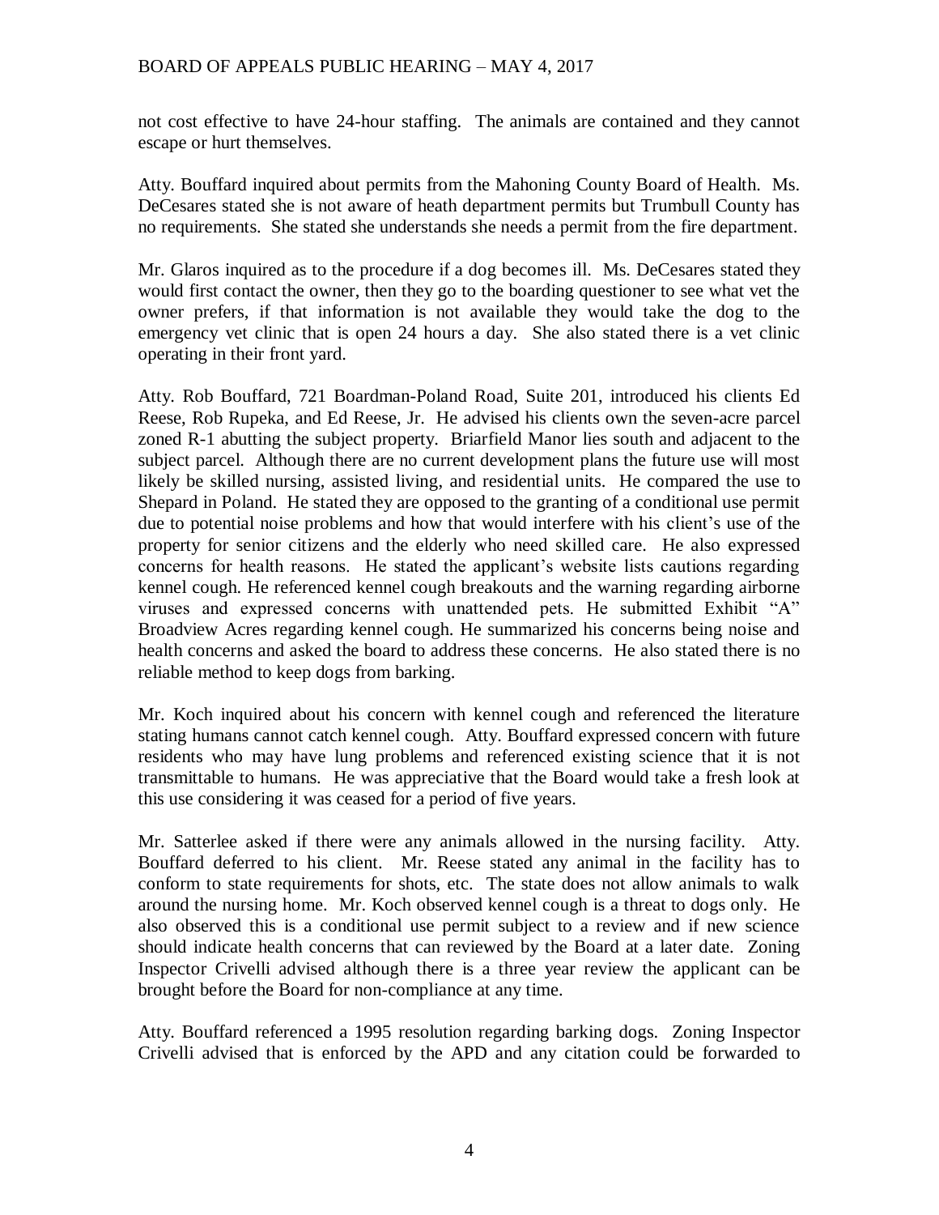not cost effective to have 24-hour staffing. The animals are contained and they cannot escape or hurt themselves.

Atty. Bouffard inquired about permits from the Mahoning County Board of Health. Ms. DeCesares stated she is not aware of heath department permits but Trumbull County has no requirements. She stated she understands she needs a permit from the fire department.

Mr. Glaros inquired as to the procedure if a dog becomes ill. Ms. DeCesares stated they would first contact the owner, then they go to the boarding questioner to see what vet the owner prefers, if that information is not available they would take the dog to the emergency vet clinic that is open 24 hours a day. She also stated there is a vet clinic operating in their front yard.

Atty. Rob Bouffard, 721 Boardman-Poland Road, Suite 201, introduced his clients Ed Reese, Rob Rupeka, and Ed Reese, Jr. He advised his clients own the seven-acre parcel zoned R-1 abutting the subject property. Briarfield Manor lies south and adjacent to the subject parcel. Although there are no current development plans the future use will most likely be skilled nursing, assisted living, and residential units. He compared the use to Shepard in Poland. He stated they are opposed to the granting of a conditional use permit due to potential noise problems and how that would interfere with his client's use of the property for senior citizens and the elderly who need skilled care. He also expressed concerns for health reasons. He stated the applicant's website lists cautions regarding kennel cough. He referenced kennel cough breakouts and the warning regarding airborne viruses and expressed concerns with unattended pets. He submitted Exhibit "A" Broadview Acres regarding kennel cough. He summarized his concerns being noise and health concerns and asked the board to address these concerns. He also stated there is no reliable method to keep dogs from barking.

Mr. Koch inquired about his concern with kennel cough and referenced the literature stating humans cannot catch kennel cough. Atty. Bouffard expressed concern with future residents who may have lung problems and referenced existing science that it is not transmittable to humans. He was appreciative that the Board would take a fresh look at this use considering it was ceased for a period of five years.

Mr. Satterlee asked if there were any animals allowed in the nursing facility. Atty. Bouffard deferred to his client. Mr. Reese stated any animal in the facility has to conform to state requirements for shots, etc. The state does not allow animals to walk around the nursing home. Mr. Koch observed kennel cough is a threat to dogs only. He also observed this is a conditional use permit subject to a review and if new science should indicate health concerns that can reviewed by the Board at a later date. Zoning Inspector Crivelli advised although there is a three year review the applicant can be brought before the Board for non-compliance at any time.

Atty. Bouffard referenced a 1995 resolution regarding barking dogs. Zoning Inspector Crivelli advised that is enforced by the APD and any citation could be forwarded to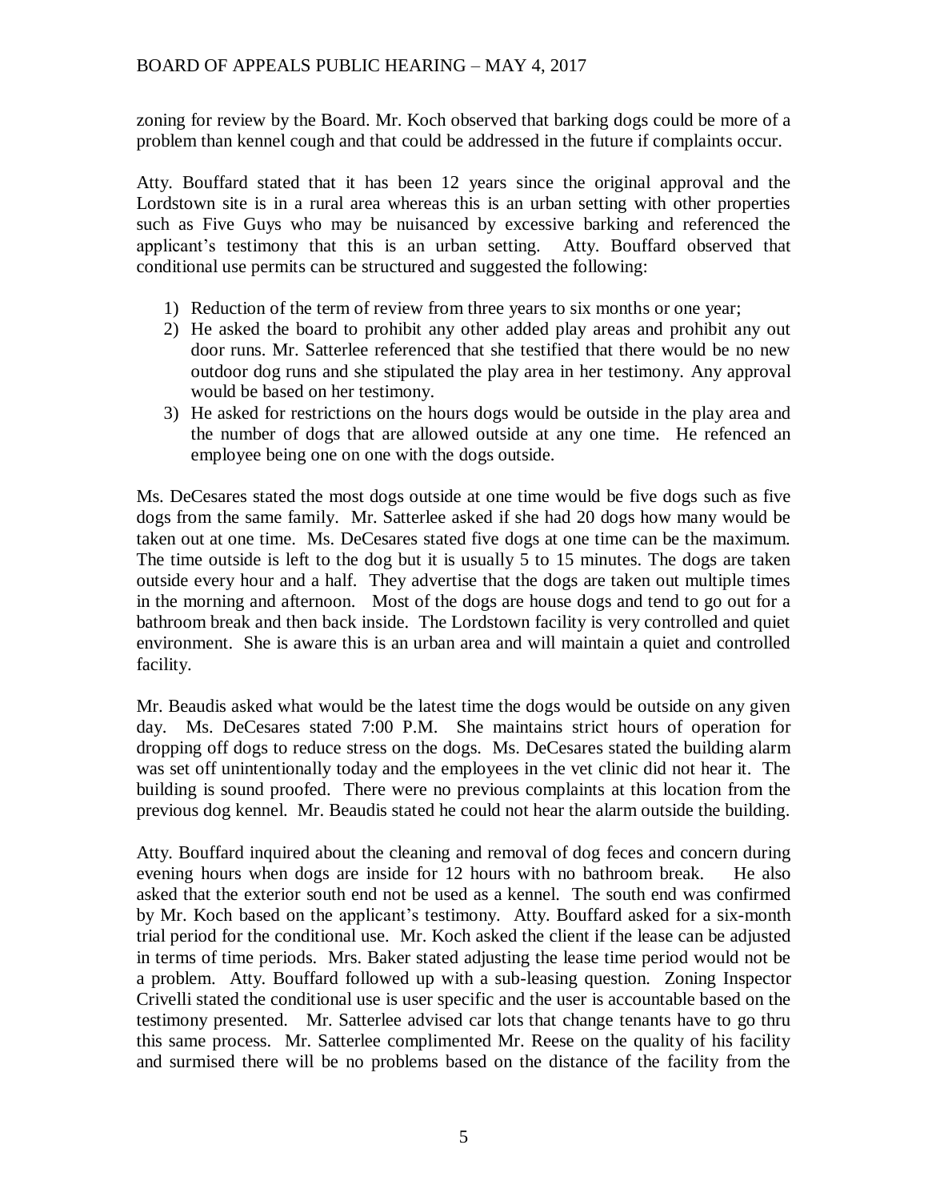zoning for review by the Board. Mr. Koch observed that barking dogs could be more of a problem than kennel cough and that could be addressed in the future if complaints occur.

Atty. Bouffard stated that it has been 12 years since the original approval and the Lordstown site is in a rural area whereas this is an urban setting with other properties such as Five Guys who may be nuisanced by excessive barking and referenced the applicant's testimony that this is an urban setting. Atty. Bouffard observed that conditional use permits can be structured and suggested the following:

1) Reduction of the term of review from three years to six months or one year;
2) He asked the board to prohibit any other added play areas and prohibit any out door runs. Mr. Satterlee referenced that she testified that there would be no new outdoor dog runs and she stipulated the play area in her testimony. Any approval would be based on her testimony.
3) He asked for restrictions on the hours dogs would be outside in the play area and the number of dogs that are allowed outside at any one time. He refenced an employee being one on one with the dogs outside.

Ms. DeCesares stated the most dogs outside at one time would be five dogs such as five dogs from the same family. Mr. Satterlee asked if she had 20 dogs how many would be taken out at one time. Ms. DeCesares stated five dogs at one time can be the maximum. The time outside is left to the dog but it is usually 5 to 15 minutes. The dogs are taken outside every hour and a half. They advertise that the dogs are taken out multiple times in the morning and afternoon. Most of the dogs are house dogs and tend to go out for a bathroom break and then back inside. The Lordstown facility is very controlled and quiet environment. She is aware this is an urban area and will maintain a quiet and controlled facility.

Mr. Beaudis asked what would be the latest time the dogs would be outside on any given day. Ms. DeCesares stated 7:00 P.M. She maintains strict hours of operation for dropping off dogs to reduce stress on the dogs. Ms. DeCesares stated the building alarm was set off unintentionally today and the employees in the vet clinic did not hear it. The building is sound proofed. There were no previous complaints at this location from the previous dog kennel. Mr. Beaudis stated he could not hear the alarm outside the building.

Atty. Bouffard inquired about the cleaning and removal of dog feces and concern during evening hours when dogs are inside for 12 hours with no bathroom break. He also asked that the exterior south end not be used as a kennel. The south end was confirmed by Mr. Koch based on the applicant's testimony. Atty. Bouffard asked for a six-month trial period for the conditional use. Mr. Koch asked the client if the lease can be adjusted in terms of time periods. Mrs. Baker stated adjusting the lease time period would not be a problem. Atty. Bouffard followed up with a sub-leasing question. Zoning Inspector Crivelli stated the conditional use is user specific and the user is accountable based on the testimony presented. Mr. Satterlee advised car lots that change tenants have to go thru this same process. Mr. Satterlee complimented Mr. Reese on the quality of his facility and surmised there will be no problems based on the distance of the facility from the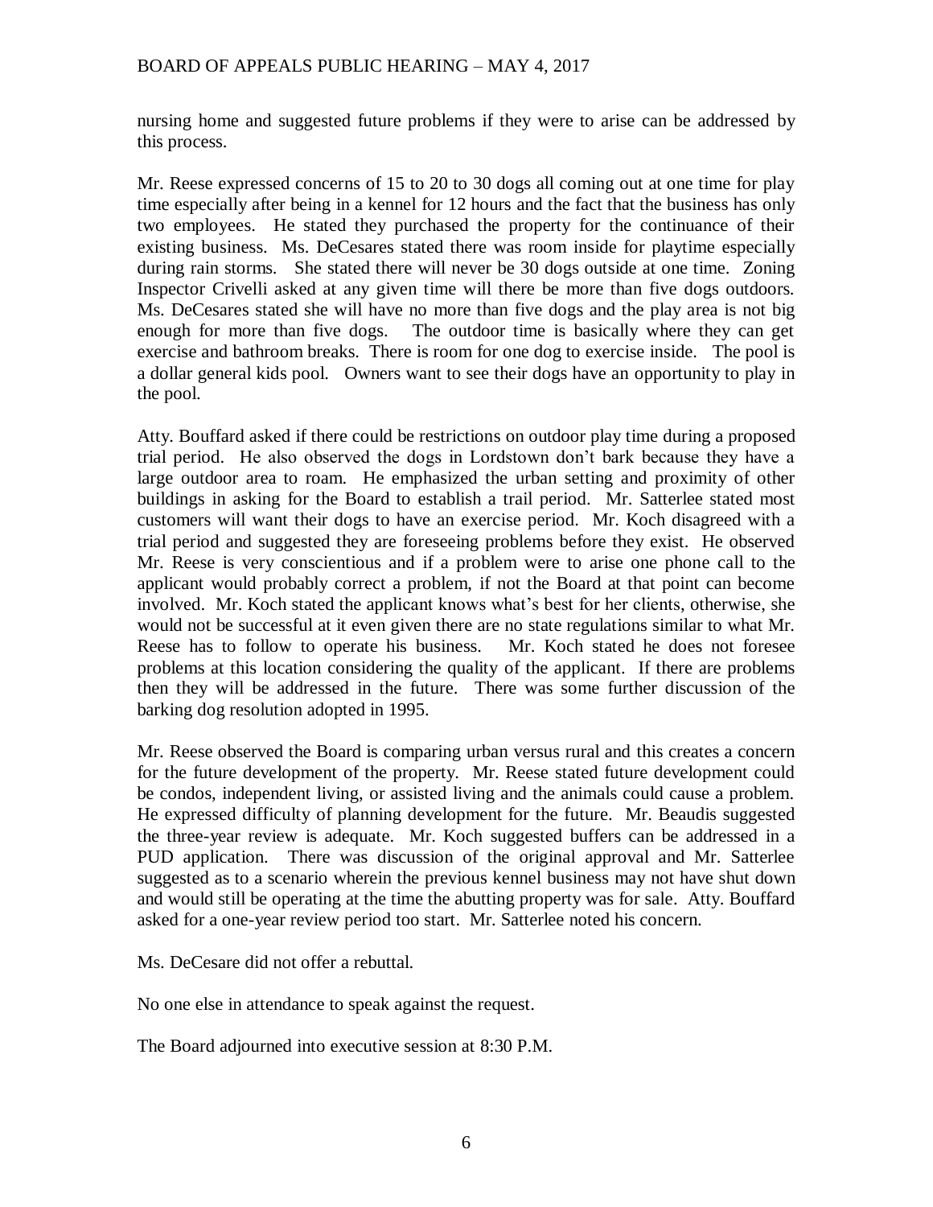nursing home and suggested future problems if they were to arise can be addressed by this process.

Mr. Reese expressed concerns of 15 to 20 to 30 dogs all coming out at one time for play time especially after being in a kennel for 12 hours and the fact that the business has only two employees. He stated they purchased the property for the continuance of their existing business. Ms. DeCesares stated there was room inside for playtime especially during rain storms. She stated there will never be 30 dogs outside at one time. Zoning Inspector Crivelli asked at any given time will there be more than five dogs outdoors. Ms. DeCesares stated she will have no more than five dogs and the play area is not big enough for more than five dogs. The outdoor time is basically where they can get exercise and bathroom breaks. There is room for one dog to exercise inside. The pool is a dollar general kids pool. Owners want to see their dogs have an opportunity to play in the pool.

Atty. Bouffard asked if there could be restrictions on outdoor play time during a proposed trial period. He also observed the dogs in Lordstown don't bark because they have a large outdoor area to roam. He emphasized the urban setting and proximity of other buildings in asking for the Board to establish a trail period. Mr. Satterlee stated most customers will want their dogs to have an exercise period. Mr. Koch disagreed with a trial period and suggested they are foreseeing problems before they exist. He observed Mr. Reese is very conscientious and if a problem were to arise one phone call to the applicant would probably correct a problem, if not the Board at that point can become involved. Mr. Koch stated the applicant knows what's best for her clients, otherwise, she would not be successful at it even given there are no state regulations similar to what Mr. Reese has to follow to operate his business. Mr. Koch stated he does not foresee problems at this location considering the quality of the applicant. If there are problems then they will be addressed in the future. There was some further discussion of the barking dog resolution adopted in 1995.

Mr. Reese observed the Board is comparing urban versus rural and this creates a concern for the future development of the property. Mr. Reese stated future development could be condos, independent living, or assisted living and the animals could cause a problem. He expressed difficulty of planning development for the future. Mr. Beaudis suggested the three-year review is adequate. Mr. Koch suggested buffers can be addressed in a PUD application. There was discussion of the original approval and Mr. Satterlee suggested as to a scenario wherein the previous kennel business may not have shut down and would still be operating at the time the abutting property was for sale. Atty. Bouffard asked for a one-year review period too start. Mr. Satterlee noted his concern.

Ms. DeCesare did not offer a rebuttal.

No one else in attendance to speak against the request.

The Board adjourned into executive session at 8:30 P.M.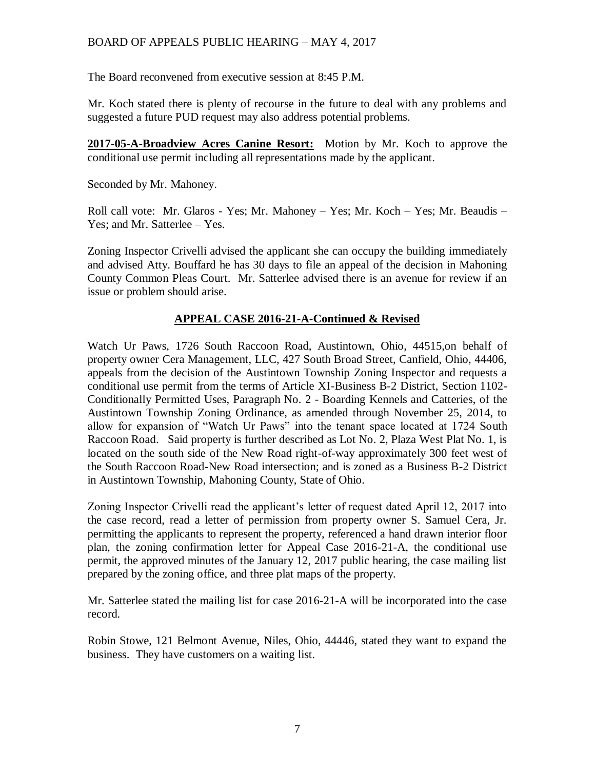The Board reconvened from executive session at 8:45 P.M.

Mr. Koch stated there is plenty of recourse in the future to deal with any problems and suggested a future PUD request may also address potential problems.

**2017-05-A-Broadview Acres Canine Resort:** Motion by Mr. Koch to approve the conditional use permit including all representations made by the applicant.

Seconded by Mr. Mahoney.

Roll call vote: Mr. Glaros - Yes; Mr. Mahoney – Yes; Mr. Koch – Yes; Mr. Beaudis – Yes; and Mr. Satterlee – Yes.

Zoning Inspector Crivelli advised the applicant she can occupy the building immediately and advised Atty. Bouffard he has 30 days to file an appeal of the decision in Mahoning County Common Pleas Court. Mr. Satterlee advised there is an avenue for review if an issue or problem should arise.

## APPEAL CASE 2016-21-A-Continued & Revised

Watch Ur Paws, 1726 South Raccoon Road, Austintown, Ohio, 44515,on behalf of property owner Cera Management, LLC, 427 South Broad Street, Canfield, Ohio, 44406, appeals from the decision of the Austintown Township Zoning Inspector and requests a conditional use permit from the terms of Article XI-Business B-2 District, Section 1102-Conditionally Permitted Uses, Paragraph No. 2 - Boarding Kennels and Catteries, of the Austintown Township Zoning Ordinance, as amended through November 25, 2014, to allow for expansion of "Watch Ur Paws" into the tenant space located at 1724 South Raccoon Road. Said property is further described as Lot No. 2, Plaza West Plat No. 1, is located on the south side of the New Road right-of-way approximately 300 feet west of the South Raccoon Road-New Road intersection; and is zoned as a Business B-2 District in Austintown Township, Mahoning County, State of Ohio.

Zoning Inspector Crivelli read the applicant's letter of request dated April 12, 2017 into the case record, read a letter of permission from property owner S. Samuel Cera, Jr. permitting the applicants to represent the property, referenced a hand drawn interior floor plan, the zoning confirmation letter for Appeal Case 2016-21-A, the conditional use permit, the approved minutes of the January 12, 2017 public hearing, the case mailing list prepared by the zoning office, and three plat maps of the property.

Mr. Satterlee stated the mailing list for case 2016-21-A will be incorporated into the case record.

Robin Stowe, 121 Belmont Avenue, Niles, Ohio, 44446, stated they want to expand the business. They have customers on a waiting list.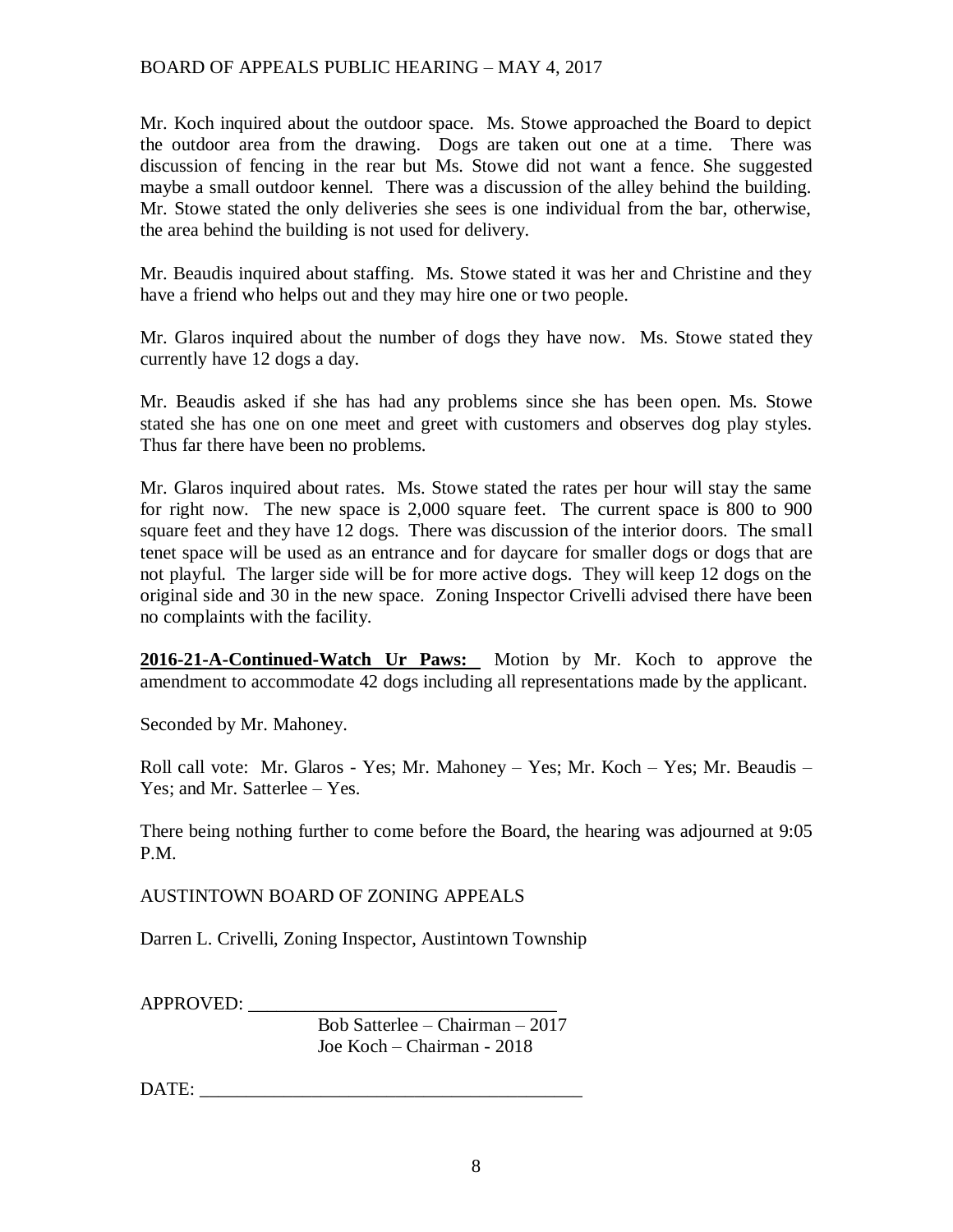Mr. Koch inquired about the outdoor space. Ms. Stowe approached the Board to depict the outdoor area from the drawing. Dogs are taken out one at a time. There was discussion of fencing in the rear but Ms. Stowe did not want a fence. She suggested maybe a small outdoor kennel. There was a discussion of the alley behind the building. Mr. Stowe stated the only deliveries she sees is one individual from the bar, otherwise, the area behind the building is not used for delivery.

Mr. Beaudis inquired about staffing. Ms. Stowe stated it was her and Christine and they have a friend who helps out and they may hire one or two people.

Mr. Glaros inquired about the number of dogs they have now. Ms. Stowe stated they currently have 12 dogs a day.

Mr. Beaudis asked if she has had any problems since she has been open. Ms. Stowe stated she has one on one meet and greet with customers and observes dog play styles. Thus far there have been no problems.

Mr. Glaros inquired about rates. Ms. Stowe stated the rates per hour will stay the same for right now. The new space is 2,000 square feet. The current space is 800 to 900 square feet and they have 12 dogs. There was discussion of the interior doors. The small tenet space will be used as an entrance and for daycare for smaller dogs or dogs that are not playful. The larger side will be for more active dogs. They will keep 12 dogs on the original side and 30 in the new space. Zoning Inspector Crivelli advised there have been no complaints with the facility.

**2016-21-A-Continued-Watch Ur Paws:** Motion by Mr. Koch to approve the amendment to accommodate 42 dogs including all representations made by the applicant.

Seconded by Mr. Mahoney.

Roll call vote: Mr. Glaros - Yes; Mr. Mahoney – Yes; Mr. Koch – Yes; Mr. Beaudis – Yes; and Mr. Satterlee – Yes.

There being nothing further to come before the Board, the hearing was adjourned at 9:05 P.M.

AUSTINTOWN BOARD OF ZONING APPEALS

Darren L. Crivelli, Zoning Inspector, Austintown Township

APPROVED: ________________________________

Bob Satterlee – Chairman – 2017
Joe Koch – Chairman - 2018

DATE: ________________________________________